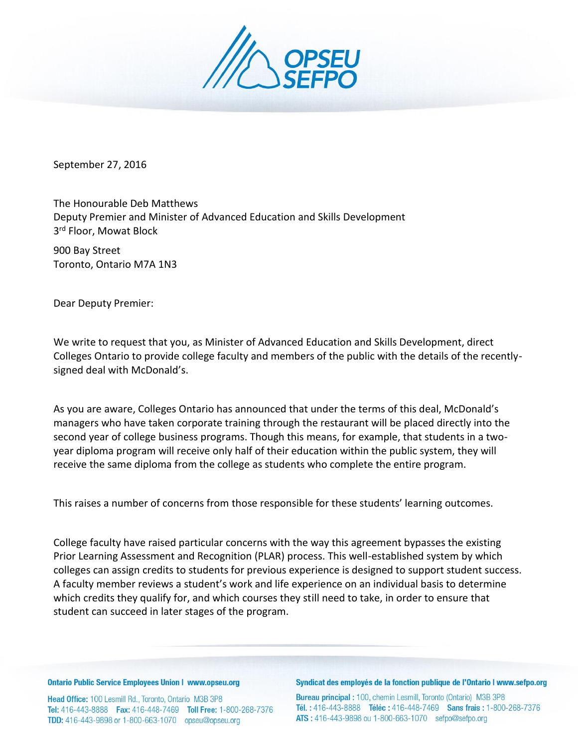September 27, 2016

The Honourable Deb Matthews
Deputy Premier and Minister of Advanced Education and Skills Development
3rd Floor, Mowat Block

900 Bay Street
Toronto, Ontario M7A 1N3

Dear Deputy Premier:

We write to request that you, as Minister of Advanced Education and Skills Development, direct Colleges Ontario to provide college faculty and members of the public with the details of the recently-signed deal with McDonald's.

As you are aware, Colleges Ontario has announced that under the terms of this deal, McDonald's managers who have taken corporate training through the restaurant will be placed directly into the second year of college business programs. Though this means, for example, that students in a two-year diploma program will receive only half of their education within the public system, they will receive the same diploma from the college as students who complete the entire program.

This raises a number of concerns from those responsible for these students' learning outcomes.

College faculty have raised particular concerns with the way this agreement bypasses the existing Prior Learning Assessment and Recognition (PLAR) process. This well-established system by which colleges can assign credits to students for previous experience is designed to support student success. A faculty member reviews a student's work and life experience on an individual basis to determine which credits they qualify for, and which courses they still need to take, in order to ensure that student can succeed in later stages of the program.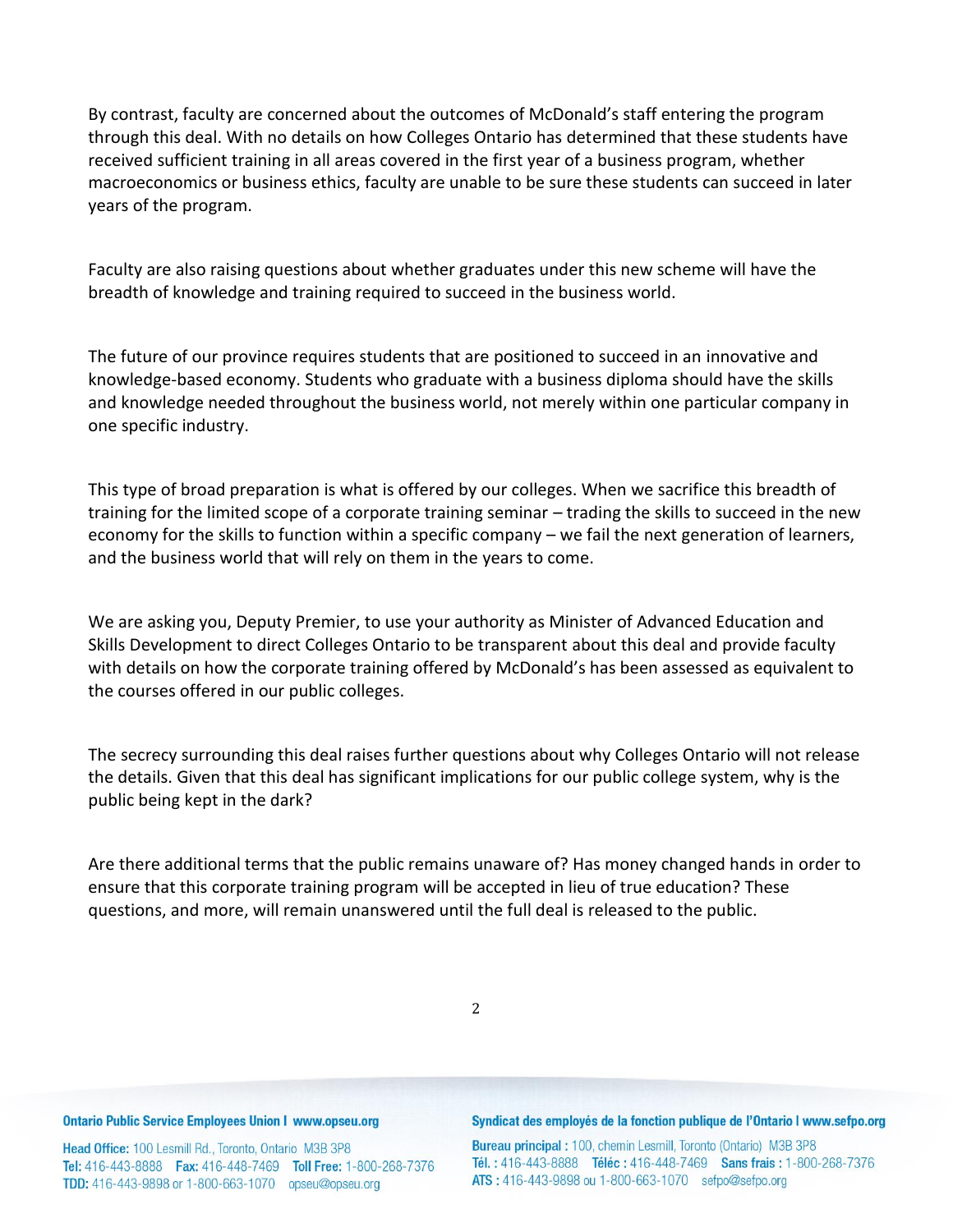By contrast, faculty are concerned about the outcomes of McDonald's staff entering the program through this deal. With no details on how Colleges Ontario has determined that these students have received sufficient training in all areas covered in the first year of a business program, whether macroeconomics or business ethics, faculty are unable to be sure these students can succeed in later years of the program.

Faculty are also raising questions about whether graduates under this new scheme will have the breadth of knowledge and training required to succeed in the business world.

The future of our province requires students that are positioned to succeed in an innovative and knowledge-based economy. Students who graduate with a business diploma should have the skills and knowledge needed throughout the business world, not merely within one particular company in one specific industry.

This type of broad preparation is what is offered by our colleges. When we sacrifice this breadth of training for the limited scope of a corporate training seminar – trading the skills to succeed in the new economy for the skills to function within a specific company – we fail the next generation of learners, and the business world that will rely on them in the years to come.

We are asking you, Deputy Premier, to use your authority as Minister of Advanced Education and Skills Development to direct Colleges Ontario to be transparent about this deal and provide faculty with details on how the corporate training offered by McDonald's has been assessed as equivalent to the courses offered in our public colleges.

The secrecy surrounding this deal raises further questions about why Colleges Ontario will not release the details. Given that this deal has significant implications for our public college system, why is the public being kept in the dark?

Are there additional terms that the public remains unaware of? Has money changed hands in order to ensure that this corporate training program will be accepted in lieu of true education? These questions, and more, will remain unanswered until the full deal is released to the public.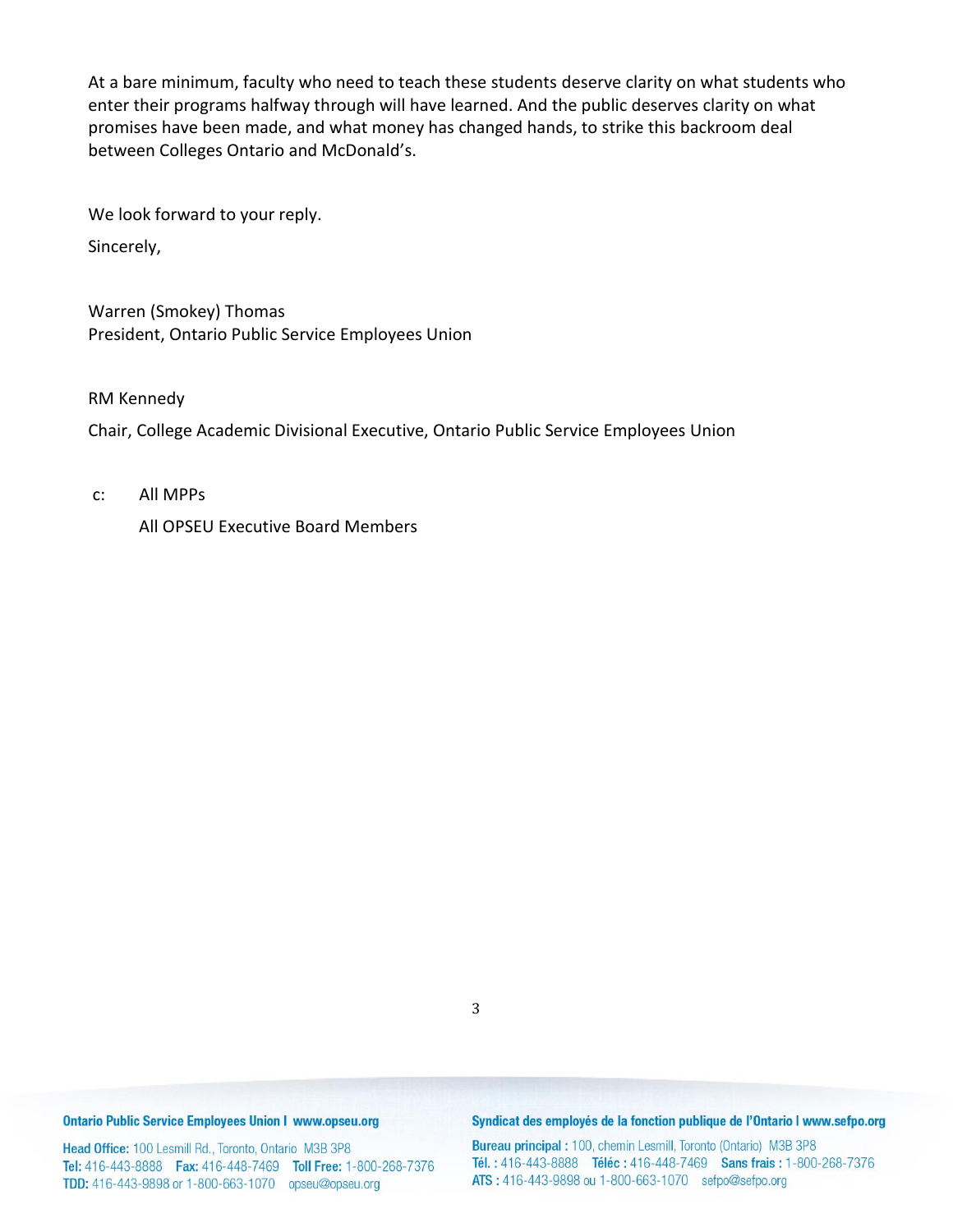At a bare minimum, faculty who need to teach these students deserve clarity on what students who enter their programs halfway through will have learned. And the public deserves clarity on what promises have been made, and what money has changed hands, to strike this backroom deal between Colleges Ontario and McDonald's.

We look forward to your reply.

Sincerely,

Warren (Smokey) Thomas
President, Ontario Public Service Employees Union

RM Kennedy

Chair, College Academic Divisional Executive, Ontario Public Service Employees Union

c: All MPPs
All OPSEU Executive Board Members